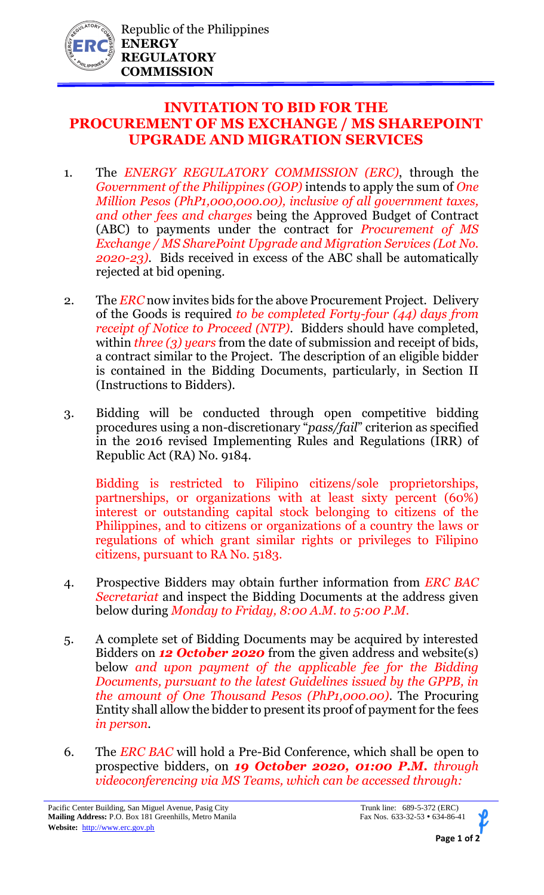Republic of the Philippines
**ENERGY REGULATORY COMMISSION**

# INVITATION TO BID FOR THE PROCUREMENT OF MS EXCHANGE / MS SHAREPOINT UPGRADE AND MIGRATION SERVICES

1. The *ENERGY REGULATORY COMMISSION (ERC)*, through the *Government of the Philippines (GOP)* intends to apply the sum of *One Million Pesos (PhP1,000,000.00), inclusive of all government taxes, and other fees and charges* being the Approved Budget of Contract (ABC) to payments under the contract for *Procurement of MS Exchange / MS SharePoint Upgrade and Migration Services (Lot No. 2020-23)*. Bids received in excess of the ABC shall be automatically rejected at bid opening.

2. The *ERC* now invites bids for the above Procurement Project. Delivery of the Goods is required *to be completed Forty-four (44) days from receipt of Notice to Proceed (NTP)*. Bidders should have completed, within *three (3) years* from the date of submission and receipt of bids, a contract similar to the Project. The description of an eligible bidder is contained in the Bidding Documents, particularly, in Section II (Instructions to Bidders).

3. Bidding will be conducted through open competitive bidding procedures using a non-discretionary "*pass/fail*" criterion as specified in the 2016 revised Implementing Rules and Regulations (IRR) of Republic Act (RA) No. 9184.

   Bidding is restricted to Filipino citizens/sole proprietorships, partnerships, or organizations with at least sixty percent (60%) interest or outstanding capital stock belonging to citizens of the Philippines, and to citizens or organizations of a country the laws or regulations of which grant similar rights or privileges to Filipino citizens, pursuant to RA No. 5183.

4. Prospective Bidders may obtain further information from *ERC BAC Secretariat* and inspect the Bidding Documents at the address given below during *Monday to Friday, 8:00 A.M. to 5:00 P.M.*

5. A complete set of Bidding Documents may be acquired by interested Bidders on ***12 October 2020*** from the given address and website(s) below *and upon payment of the applicable fee for the Bidding Documents, pursuant to the latest Guidelines issued by the GPPB, in the amount of One Thousand Pesos (PhP1,000.00)*. The Procuring Entity shall allow the bidder to present its proof of payment for the fees *in person*.

6. The *ERC BAC* will hold a Pre-Bid Conference, which shall be open to prospective bidders, on ***19 October 2020, 01:00 P.M.*** *through videoconferencing via MS Teams, which can be accessed through:*

Pacific Center Building, San Miguel Avenue, Pasig City
**Mailing Address:** P.O. Box 181 Greenhills, Metro Manila
**Website:** http://www.erc.gov.ph

Trunk line: 689-5-372 (ERC)
Fax Nos. 633-32-53 • 634-86-41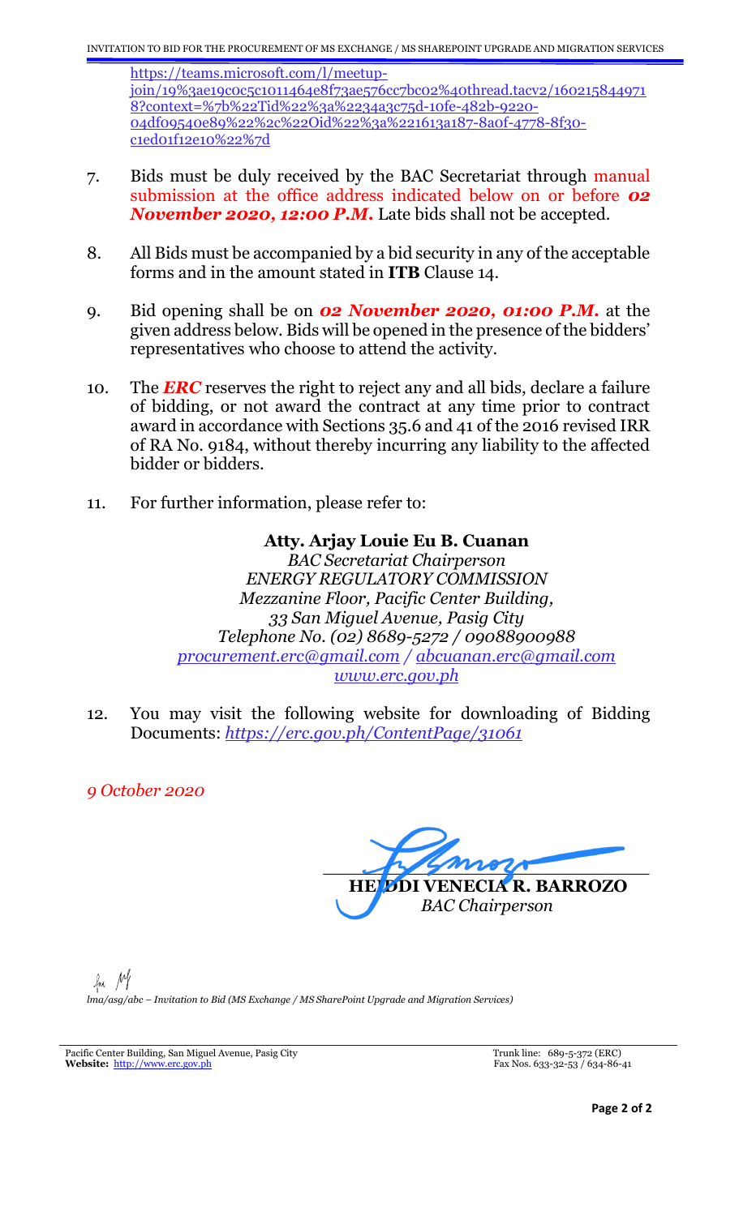https://teams.microsoft.com/l/meetup-join/19%3ae19c0c5c1011464e8f73ae576cc7bc02%40thread.tacv2/1602158449718?context=%7b%22Tid%22%3a%2234a3c75d-10fe-482b-9220-04df09540e89%22%2c%22Oid%22%3a%221613a187-8a0f-4778-8f30-c1ed01f12e10%22%7d

7. Bids must be duly received by the BAC Secretariat through manual submission at the office address indicated below on or before ***02 November 2020, 12:00 P.M.*** Late bids shall not be accepted.

8. All Bids must be accompanied by a bid security in any of the acceptable forms and in the amount stated in **ITB** Clause 14.

9. Bid opening shall be on ***02 November 2020, 01:00 P.M.*** at the given address below. Bids will be opened in the presence of the bidders' representatives who choose to attend the activity.

10. The ***ERC*** reserves the right to reject any and all bids, declare a failure of bidding, or not award the contract at any time prior to contract award in accordance with Sections 35.6 and 41 of the 2016 revised IRR of RA No. 9184, without thereby incurring any liability to the affected bidder or bidders.

11. For further information, please refer to:

**Atty. Arjay Louie Eu B. Cuanan**
*BAC Secretariat Chairperson*
*ENERGY REGULATORY COMMISSION*
*Mezzanine Floor, Pacific Center Building,*
*33 San Miguel Avenue, Pasig City*
*Telephone No. (02) 8689-5272 / 09088900988*
*procurement.erc@gmail.com / abcuanan.erc@gmail.com*
*www.erc.gov.ph*

12. You may visit the following website for downloading of Bidding Documents: *https://erc.gov.ph/ContentPage/31061*

*9 October 2020*

**HEIDDI VENECIA R. BARROZO**
*BAC Chairperson*

*lma/asg/abc – Invitation to Bid (MS Exchange / MS SharePoint Upgrade and Migration Services)*

Pacific Center Building, San Miguel Avenue, Pasig City
**Website:** http://www.erc.gov.ph

Trunk line: 689-5-372 (ERC)
Fax Nos. 633-32-53 / 634-86-41